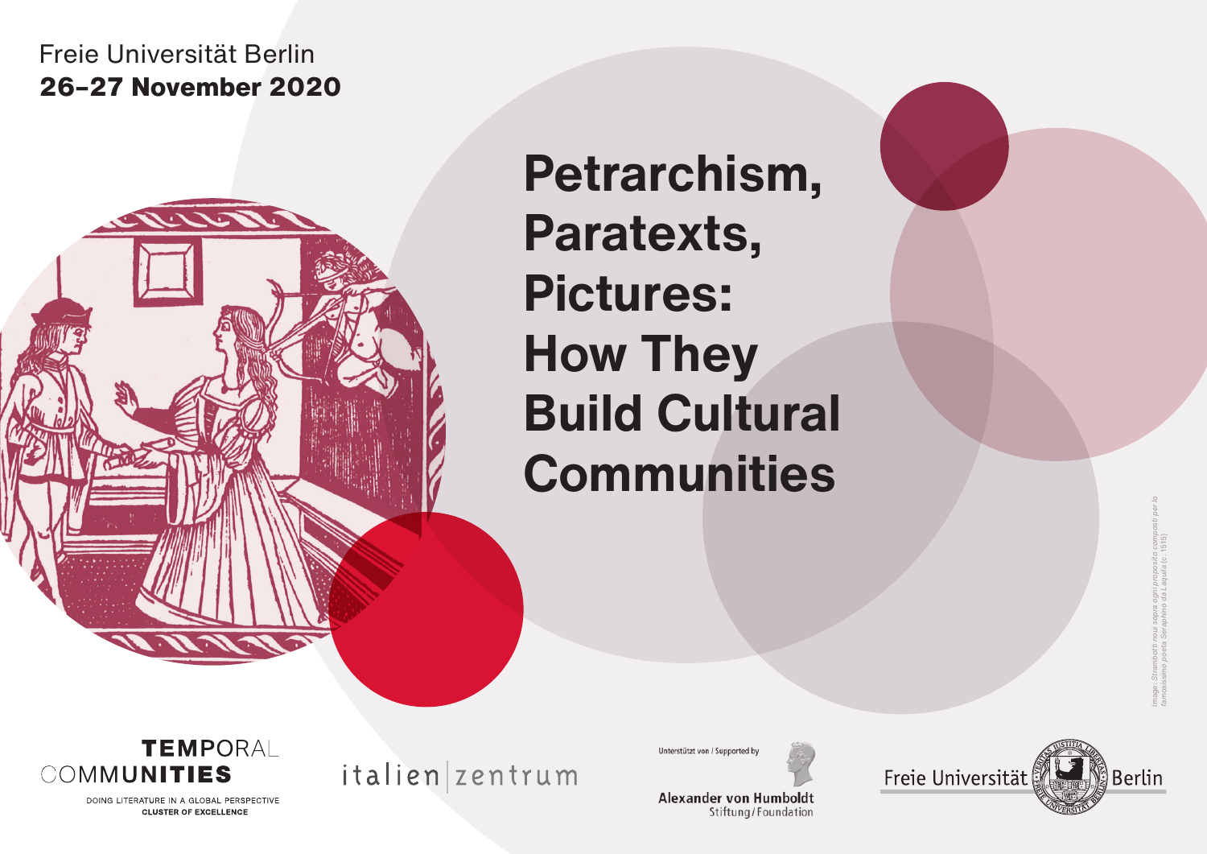Freie Universität Berlin

**26–27 November 2020**

# Petrarchism, Paratexts, Pictures: How They Build Cultural Communities

*Image: Strambotti noui sopra ogni proposito composti per lo famosissimo poeta Seraphino da Laquila (c. 1515)*

TEMPORAL COMMUNITIES

DOING LITERATURE IN A GLOBAL PERSPECTIVE

CLUSTER OF EXCELLENCE

italien|zentrum

Unterstützt von / Supported by

Alexander von Humboldt Stiftung/Foundation

Freie Universität Berlin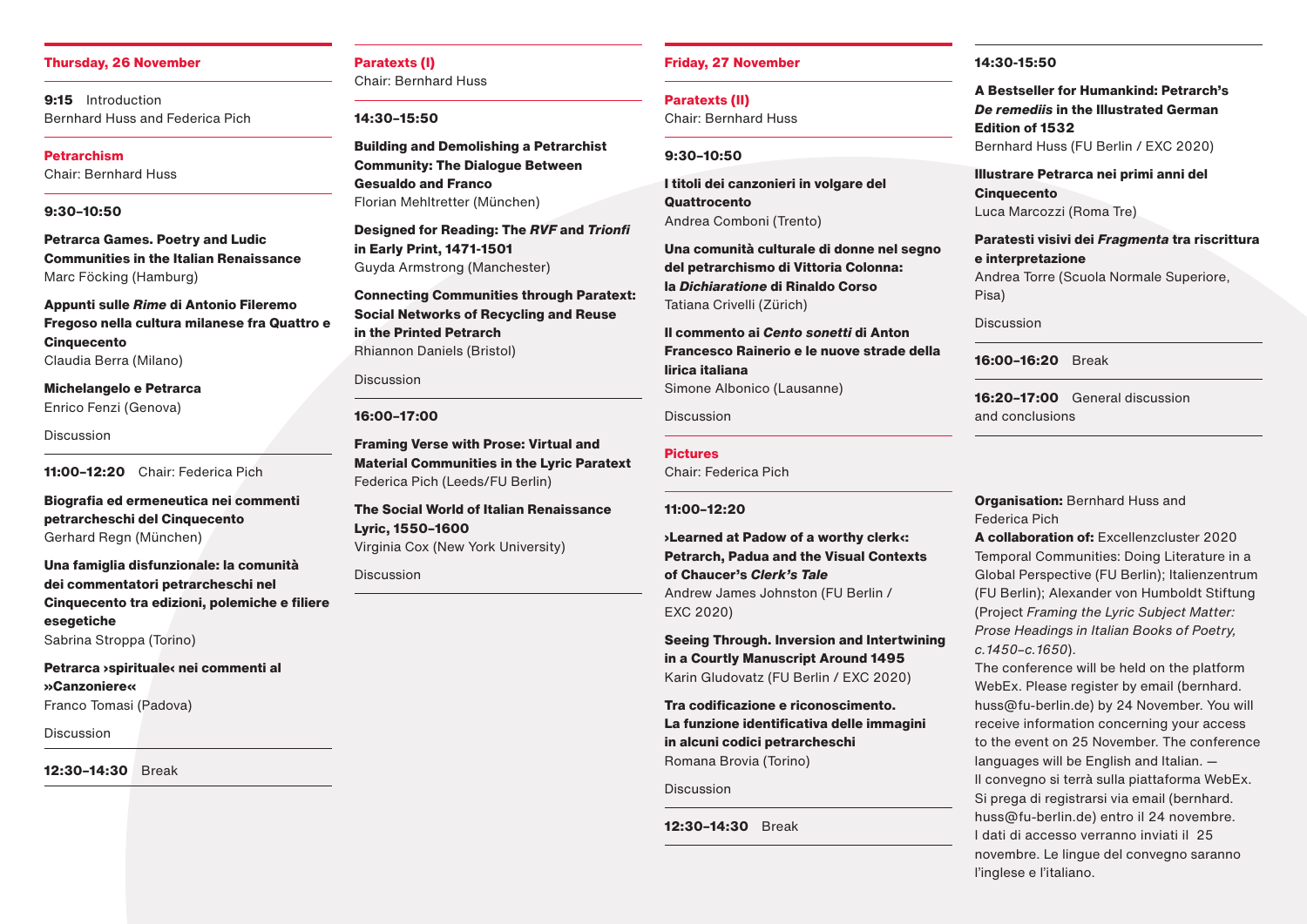## Thursday, 26 November

**9:15** Introduction
Bernhard Huss and Federica Pich

### Petrarchism
Chair: Bernhard Huss

**9:30–10:50**

**Petrarca Games. Poetry and Ludic Communities in the Italian Renaissance**
Marc Föcking (Hamburg)

**Appunti sulle *Rime* di Antonio Fileremo Fregoso nella cultura milanese fra Quattro e Cinquecento**
Claudia Berra (Milano)

**Michelangelo e Petrarca**
Enrico Fenzi (Genova)

Discussion

**11:00–12:20** Chair: Federica Pich

**Biografia ed ermeneutica nei commenti petrarcheschi del Cinquecento**
Gerhard Regn (München)

**Una famiglia disfunzionale: la comunità dei commentatori petrarcheschi nel Cinquecento tra edizioni, polemiche e filiere esegetiche**
Sabrina Stroppa (Torino)

**Petrarca ›spirituale‹ nei commenti al ››Canzoniere«**
Franco Tomasi (Padova)

Discussion

**12:30–14:30** Break

### Paratexts (I)
Chair: Bernhard Huss

**14:30–15:50**

**Building and Demolishing a Petrarchist Community: The Dialogue Between Gesualdo and Franco**
Florian Mehltretter (München)

**Designed for Reading: The *RVF* and *Trionfi* in Early Print, 1471-1501**
Guyda Armstrong (Manchester)

**Connecting Communities through Paratext: Social Networks of Recycling and Reuse in the Printed Petrarch**
Rhiannon Daniels (Bristol)

Discussion

**16:00–17:00**

**Framing Verse with Prose: Virtual and Material Communities in the Lyric Paratext**
Federica Pich (Leeds/FU Berlin)

**The Social World of Italian Renaissance Lyric, 1550–1600**
Virginia Cox (New York University)

Discussion

## Friday, 27 November

### Paratexts (II)
Chair: Bernhard Huss

**9:30–10:50**

**I titoli dei canzonieri in volgare del Quattrocento**
Andrea Comboni (Trento)

**Una comunità culturale di donne nel segno del petrarchismo di Vittoria Colonna: la *Dichiaratione* di Rinaldo Corso**
Tatiana Crivelli (Zürich)

**Il commento ai *Cento sonetti* di Anton Francesco Rainerio e le nuove strade della lirica italiana**
Simone Albonico (Lausanne)

Discussion

### Pictures
Chair: Federica Pich

**11:00–12:20**

**›Learned at Padow of a worthy clerk‹: Petrarch, Padua and the Visual Contexts of Chaucer's *Clerk's Tale***
Andrew James Johnston (FU Berlin / EXC 2020)

**Seeing Through. Inversion and Intertwining in a Courtly Manuscript Around 1495**
Karin Gludovatz (FU Berlin / EXC 2020)

**Tra codificazione e riconoscimento. La funzione identificativa delle immagini in alcuni codici petrarcheschi**
Romana Brovia (Torino)

Discussion

**12:30–14:30** Break

**14:30–15:50**

**A Bestseller for Humankind: Petrarch's *De remediis* in the Illustrated German Edition of 1532**
Bernhard Huss (FU Berlin / EXC 2020)

**Illustrare Petrarca nei primi anni del Cinquecento**
Luca Marcozzi (Roma Tre)

**Paratesti visivi dei *Fragmenta* tra riscrittura e interpretazione**
Andrea Torre (Scuola Normale Superiore, Pisa)

Discussion

**16:00–16:20** Break

**16:20–17:00** General discussion and conclusions

**Organisation:** Bernhard Huss and Federica Pich
**A collaboration of:** Excellenzcluster 2020 Temporal Communities: Doing Literature in a Global Perspective (FU Berlin); Italienzentrum (FU Berlin); Alexander von Humboldt Stiftung (Project *Framing the Lyric Subject Matter: Prose Headings in Italian Books of Poetry, c.1450–c.1650*).
The conference will be held on the platform WebEx. Please register by email (bernhard.huss@fu-berlin.de) by 24 November. You will receive information concerning your access to the event on 25 November. The conference languages will be English and Italian. —
Il convegno si terrà sulla piattaforma WebEx. Si prega di registrarsi via email (bernhard.huss@fu-berlin.de) entro il 24 novembre. I dati di accesso verranno inviati il 25 novembre. Le lingue del convegno saranno l'inglese e l'italiano.